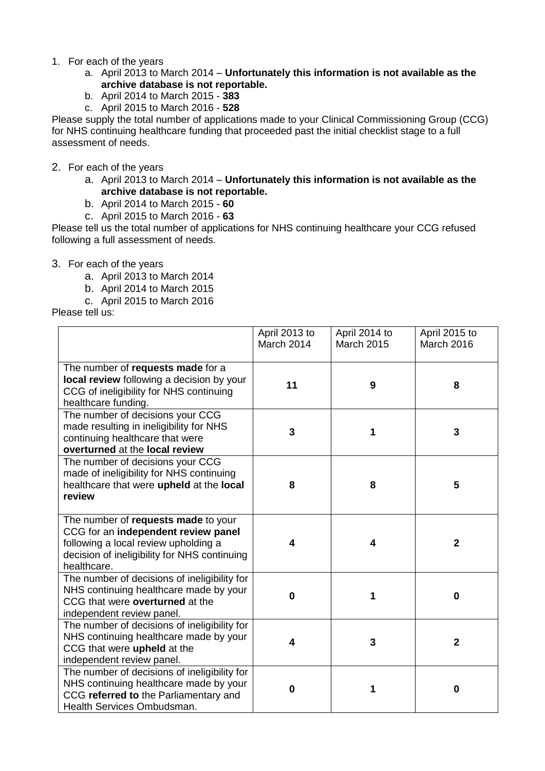1. For each of the years
    a. April 2013 to March 2014 – **Unfortunately this information is not available as the archive database is not reportable.**
    b. April 2014 to March 2015 - **383**
    c. April 2015 to March 2016 - **528**

Please supply the total number of applications made to your Clinical Commissioning Group (CCG) for NHS continuing healthcare funding that proceeded past the initial checklist stage to a full assessment of needs.

2. For each of the years
    a. April 2013 to March 2014 – **Unfortunately this information is not available as the archive database is not reportable.**
    b. April 2014 to March 2015 - **60**
    c. April 2015 to March 2016 - **63**

Please tell us the total number of applications for NHS continuing healthcare your CCG refused following a full assessment of needs.

3. For each of the years
    a. April 2013 to March 2014
    b. April 2014 to March 2015
    c. April 2015 to March 2016

Please tell us:

| | April 2013 to March 2014 | April 2014 to March 2015 | April 2015 to March 2016 |
|---|---|---|---|
| The number of **requests made** for a **local review** following a decision by your CCG of ineligibility for NHS continuing healthcare funding. | **11** | **9** | **8** |
| The number of decisions your CCG made resulting in ineligibility for NHS continuing healthcare that were **overturned** at the **local review** | **3** | **1** | **3** |
| The number of decisions your CCG made of ineligibility for NHS continuing healthcare that were **upheld** at the **local review** | **8** | **8** | **5** |
| The number of **requests made** to your CCG for an **independent review panel** following a local review upholding a decision of ineligibility for NHS continuing healthcare. | **4** | **4** | **2** |
| The number of decisions of ineligibility for NHS continuing healthcare made by your CCG that were **overturned** at the independent review panel. | **0** | **1** | **0** |
| The number of decisions of ineligibility for NHS continuing healthcare made by your CCG that were **upheld** at the independent review panel. | **4** | **3** | **2** |
| The number of decisions of ineligibility for NHS continuing healthcare made by your CCG **referred to** the Parliamentary and Health Services Ombudsman. | **0** | **1** | **0** |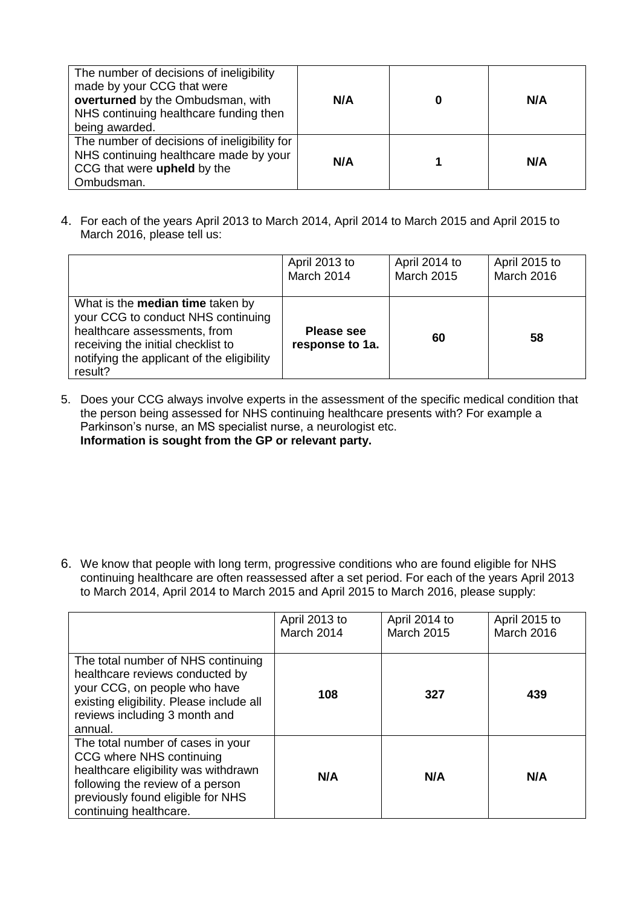| | | | |
|---|---|---|---|
| The number of decisions of ineligibility made by your CCG that were **overturned** by the Ombudsman, with NHS continuing healthcare funding then being awarded. | **N/A** | **0** | **N/A** |
| The number of decisions of ineligibility for NHS continuing healthcare made by your CCG that were **upheld** by the Ombudsman. | **N/A** | **1** | **N/A** |

4. For each of the years April 2013 to March 2014, April 2014 to March 2015 and April 2015 to March 2016, please tell us:

| | April 2013 to March 2014 | April 2014 to March 2015 | April 2015 to March 2016 |
|---|---|---|---|
| What is the **median time** taken by your CCG to conduct NHS continuing healthcare assessments, from receiving the initial checklist to notifying the applicant of the eligibility result? | **Please see response to 1a.** | **60** | **58** |

5. Does your CCG always involve experts in the assessment of the specific medical condition that the person being assessed for NHS continuing healthcare presents with? For example a Parkinson's nurse, an MS specialist nurse, a neurologist etc.
   **Information is sought from the GP or relevant party.**

6. We know that people with long term, progressive conditions who are found eligible for NHS continuing healthcare are often reassessed after a set period. For each of the years April 2013 to March 2014, April 2014 to March 2015 and April 2015 to March 2016, please supply:

| | April 2013 to March 2014 | April 2014 to March 2015 | April 2015 to March 2016 |
|---|---|---|---|
| The total number of NHS continuing healthcare reviews conducted by your CCG, on people who have existing eligibility. Please include all reviews including 3 month and annual. | **108** | **327** | **439** |
| The total number of cases in your CCG where NHS continuing healthcare eligibility was withdrawn following the review of a person previously found eligible for NHS continuing healthcare. | **N/A** | **N/A** | **N/A** |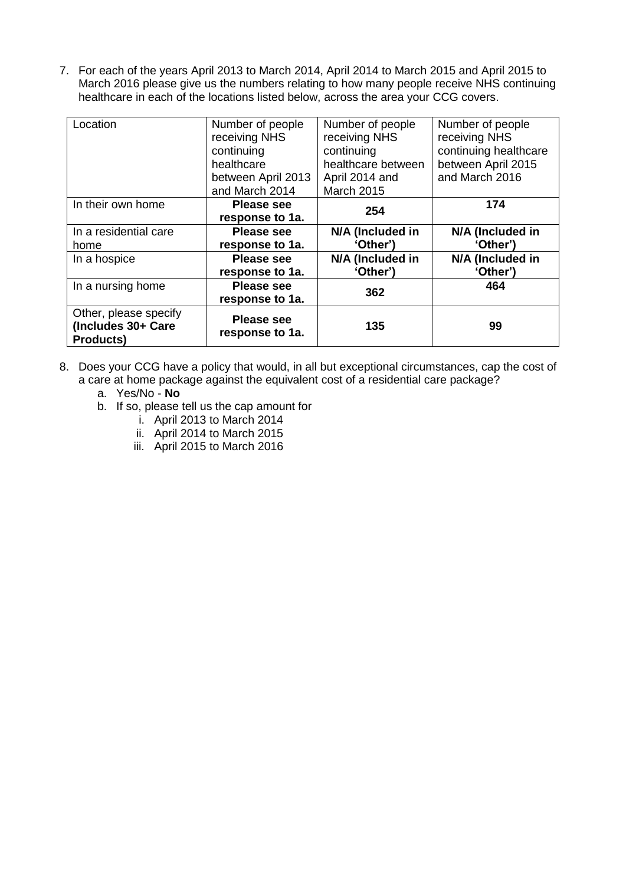7. For each of the years April 2013 to March 2014, April 2014 to March 2015 and April 2015 to March 2016 please give us the numbers relating to how many people receive NHS continuing healthcare in each of the locations listed below, across the area your CCG covers.

| Location | Number of people receiving NHS continuing healthcare between April 2013 and March 2014 | Number of people receiving NHS continuing healthcare between April 2014 and March 2015 | Number of people receiving NHS continuing healthcare between April 2015 and March 2016 |
|---|---|---|---|
| In their own home | **Please see response to 1a.** | **254** | **174** |
| In a residential care home | **Please see response to 1a.** | **N/A (Included in 'Other')** | **N/A (Included in 'Other')** |
| In a hospice | **Please see response to 1a.** | **N/A (Included in 'Other')** | **N/A (Included in 'Other')** |
| In a nursing home | **Please see response to 1a.** | **362** | **464** |
| Other, please specify **(Includes 30+ Care Products)** | **Please see response to 1a.** | **135** | **99** |

8. Does your CCG have a policy that would, in all but exceptional circumstances, cap the cost of a care at home package against the equivalent cost of a residential care package?
   a. Yes/No - **No**
   b. If so, please tell us the cap amount for
      i. April 2013 to March 2014
      ii. April 2014 to March 2015
      iii. April 2015 to March 2016